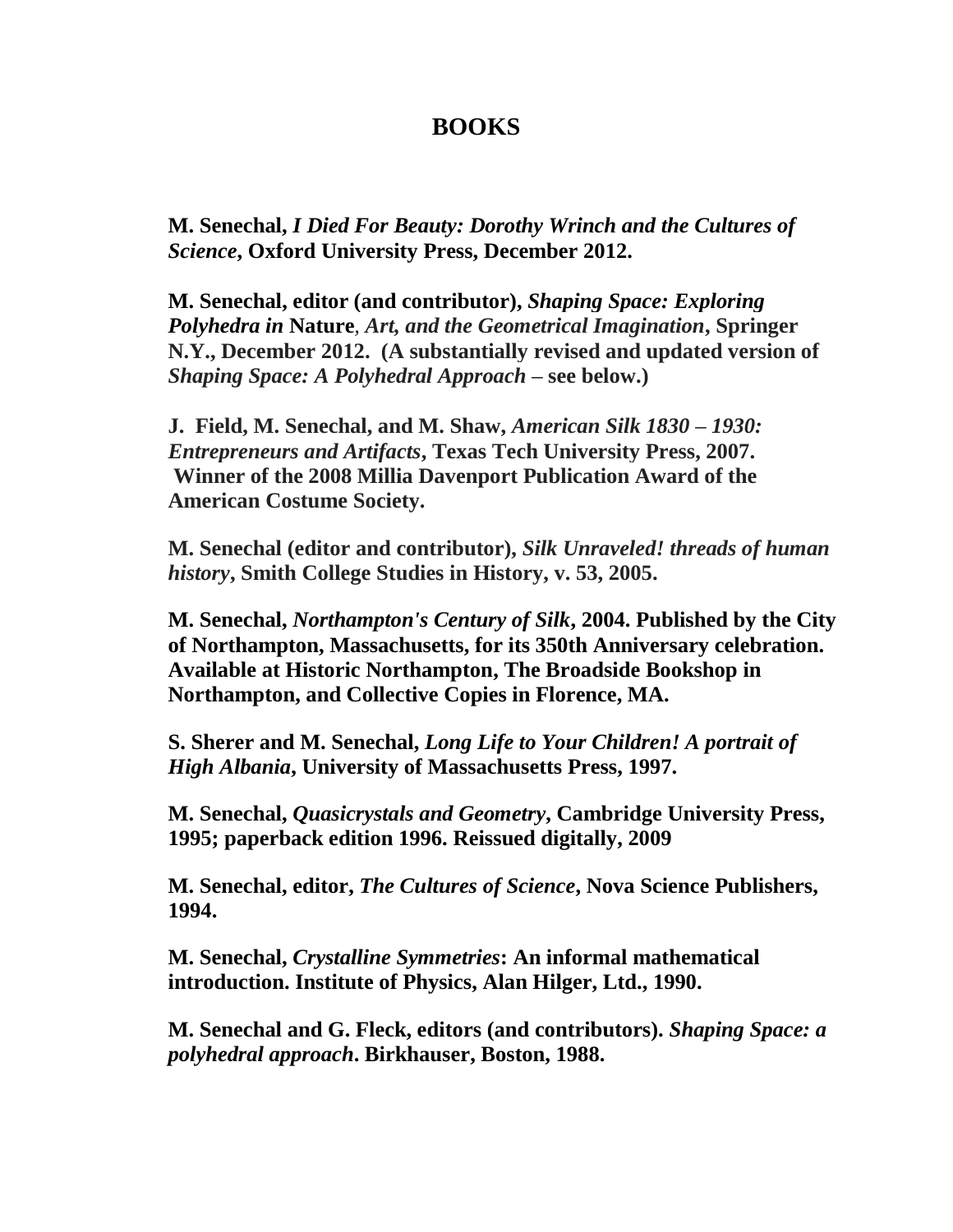# BOOKS

**M. Senechal, *I Died For Beauty: Dorothy Wrinch and the Cultures of Science*, Oxford University Press, December 2012.**

**M. Senechal, editor (and contributor), *Shaping Space: Exploring Polyhedra in* Nature, *Art, and the Geometrical Imagination*, Springer N.Y., December 2012. (A substantially revised and updated version of *Shaping Space: A Polyhedral Approach* – see below.)**

**J. Field, M. Senechal, and M. Shaw, *American Silk 1830 – 1930: Entrepreneurs and Artifacts*, Texas Tech University Press, 2007. Winner of the 2008 Millia Davenport Publication Award of the American Costume Society.**

**M. Senechal (editor and contributor), *Silk Unraveled! threads of human history*, Smith College Studies in History, v. 53, 2005.**

**M. Senechal, *Northampton's Century of Silk*, 2004. Published by the City of Northampton, Massachusetts, for its 350th Anniversary celebration. Available at Historic Northampton, The Broadside Bookshop in Northampton, and Collective Copies in Florence, MA.**

**S. Sherer and M. Senechal, *Long Life to Your Children! A portrait of High Albania*, University of Massachusetts Press, 1997.**

**M. Senechal, *Quasicrystals and Geometry*, Cambridge University Press, 1995; paperback edition 1996. Reissued digitally, 2009**

**M. Senechal, editor, *The Cultures of Science*, Nova Science Publishers, 1994.**

**M. Senechal, *Crystalline Symmetries*: An informal mathematical introduction. Institute of Physics, Alan Hilger, Ltd., 1990.**

**M. Senechal and G. Fleck, editors (and contributors). *Shaping Space: a polyhedral approach*. Birkhauser, Boston, 1988.**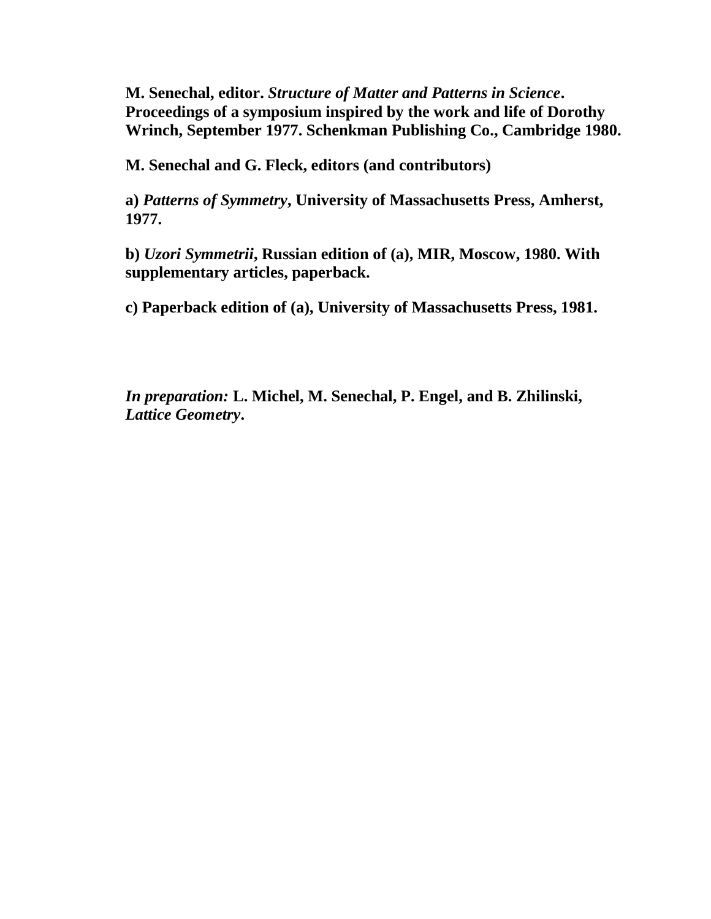**M. Senechal, editor. *Structure of Matter and Patterns in Science*. Proceedings of a symposium inspired by the work and life of Dorothy Wrinch, September 1977. Schenkman Publishing Co., Cambridge 1980.**

**M. Senechal and G. Fleck, editors (and contributors)**

**a) *Patterns of Symmetry*, University of Massachusetts Press, Amherst, 1977.**

**b) *Uzori Symmetrii*, Russian edition of (a), MIR, Moscow, 1980. With supplementary articles, paperback.**

**c) Paperback edition of (a), University of Massachusetts Press, 1981.**

***In preparation:* L. Michel, M. Senechal, P. Engel, and B. Zhilinski, *Lattice Geometry*.**